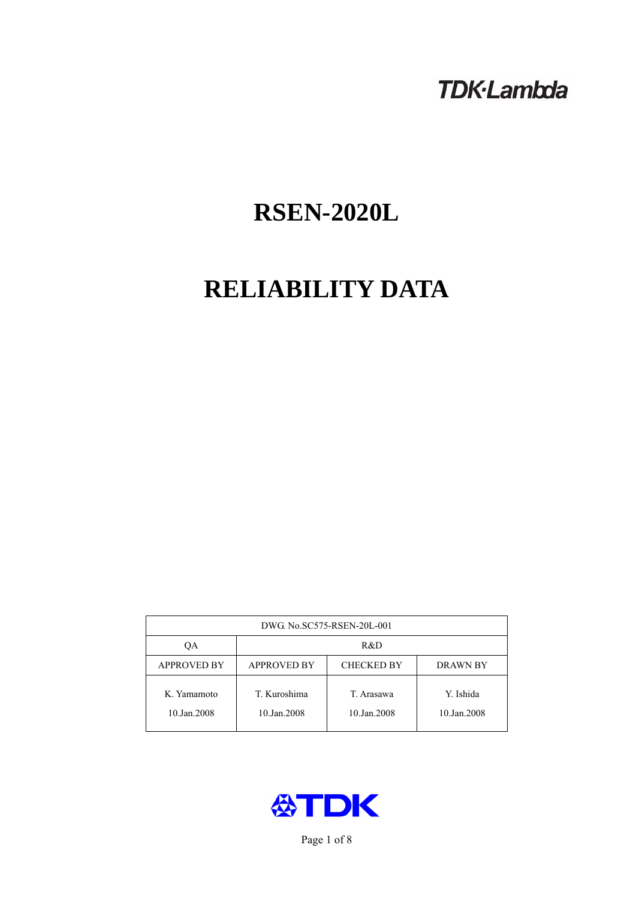TDK·Lambda

# RSEN-2020L

# RELIABILITY DATA

| DWG. No.SC575-RSEN-20L-001 | | | |
|---|---|---|---|
| QA | R&D | | |
| APPROVED BY | APPROVED BY | CHECKED BY | DRAWN BY |
| K. Yamamoto<br>10.Jan.2008 | T. Kuroshima<br>10.Jan.2008 | T. Arasawa<br>10.Jan.2008 | Y. Ishida<br>10.Jan.2008 |

TDK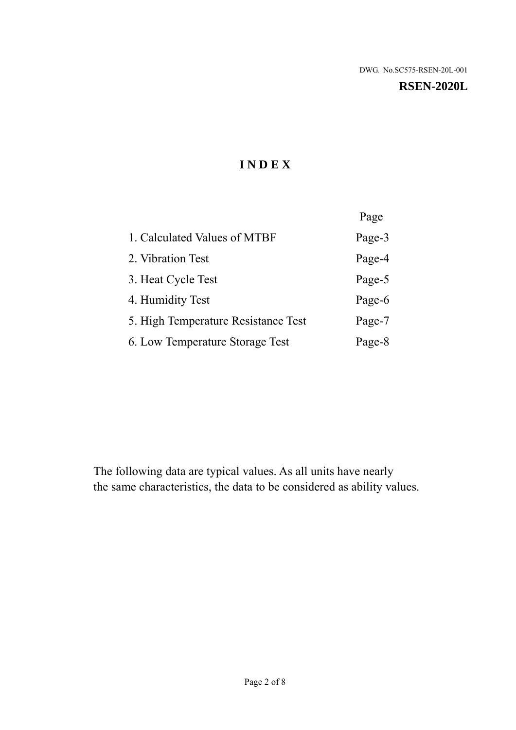DWG. No.SC575-RSEN-20L-001

**RSEN-2020L**

# I N D E X

| | Page |
|---|---|
| 1. Calculated Values of MTBF | Page-3 |
| 2. Vibration Test | Page-4 |
| 3. Heat Cycle Test | Page-5 |
| 4. Humidity Test | Page-6 |
| 5. High Temperature Resistance Test | Page-7 |
| 6. Low Temperature Storage Test | Page-8 |

The following data are typical values. As all units have nearly the same characteristics, the data to be considered as ability values.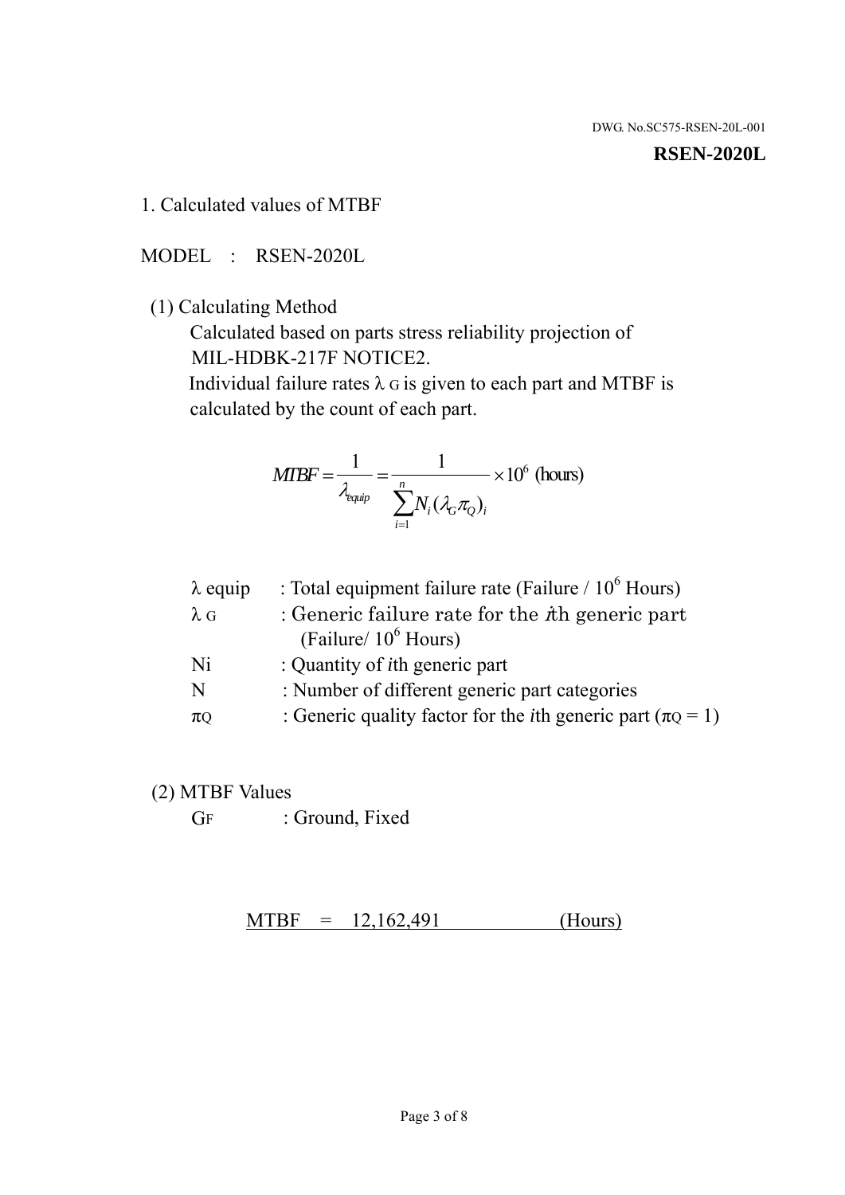DWG. No.SC575-RSEN-20L-001

**RSEN-2020L**

1. Calculated values of MTBF

MODEL : RSEN-2020L

(1) Calculating Method

Calculated based on parts stress reliability projection of MIL-HDBK-217F NOTICE2.

Individual failure rates $\lambda_G$ is given to each part and MTBF is calculated by the count of each part.

$$MTBF = \frac{1}{\lambda_{equip}} = \frac{1}{\sum_{i=1}^{n} N_i (\lambda_G \pi_Q)_i} \times 10^6 \text{ (hours)}$$

| | |
|---|---|
| $\lambda$ equip | : Total equipment failure rate (Failure / $10^6$ Hours) |
| $\lambda_G$ | : Generic failure rate for the $i$th generic part (Failure/ $10^6$ Hours) |
| Ni | : Quantity of $i$th generic part |
| N | : Number of different generic part categories |
| $\pi_Q$ | : Generic quality factor for the $i$th generic part ($\pi_Q = 1$) |

(2) MTBF Values

$G_F$ : Ground, Fixed

MTBF = 12,162,491 (Hours)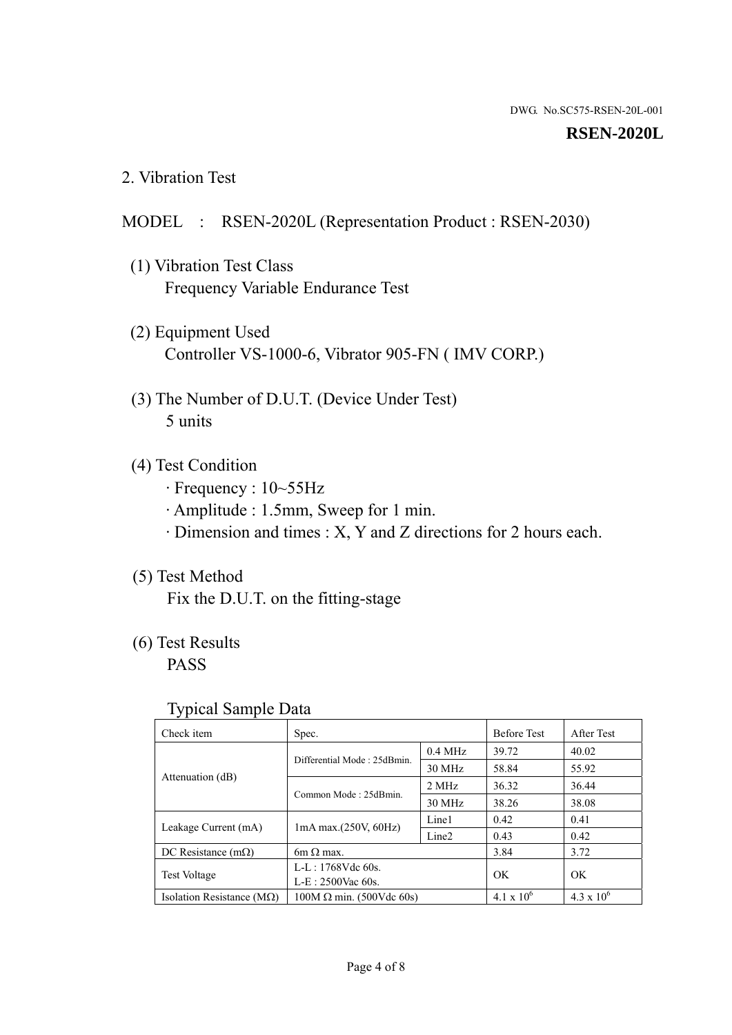DWG. No.SC575-RSEN-20L-001

**RSEN-2020L**

## 2. Vibration Test

MODEL : RSEN-2020L (Representation Product : RSEN-2030)

(1) Vibration Test Class
Frequency Variable Endurance Test

(2) Equipment Used
Controller VS-1000-6, Vibrator 905-FN ( IMV CORP.)

(3) The Number of D.U.T. (Device Under Test)
5 units

(4) Test Condition
· Frequency : 10~55Hz
· Amplitude : 1.5mm, Sweep for 1 min.
· Dimension and times : X, Y and Z directions for 2 hours each.

(5) Test Method
Fix the D.U.T. on the fitting-stage

(6) Test Results
PASS

Typical Sample Data

| Check item | Spec. | | Before Test | After Test |
|---|---|---|---|---|
| Attenuation (dB) | Differential Mode : 25dBmin. | 0.4 MHz | 39.72 | 40.02 |
| | | 30 MHz | 58.84 | 55.92 |
| | Common Mode : 25dBmin. | 2 MHz | 36.32 | 36.44 |
| | | 30 MHz | 38.26 | 38.08 |
| Leakage Current (mA) | 1mA max.(250V, 60Hz) | Line1 | 0.42 | 0.41 |
| | | Line2 | 0.43 | 0.42 |
| DC Resistance (mΩ) | 6m Ω max. | | 3.84 | 3.72 |
| Test Voltage | L-L : 1768Vdc 60s. L-E : 2500Vac 60s. | | OK | OK |
| Isolation Resistance (MΩ) | 100M Ω min. (500Vdc 60s) | | $4.1 \times 10^6$ | $4.3 \times 10^6$ |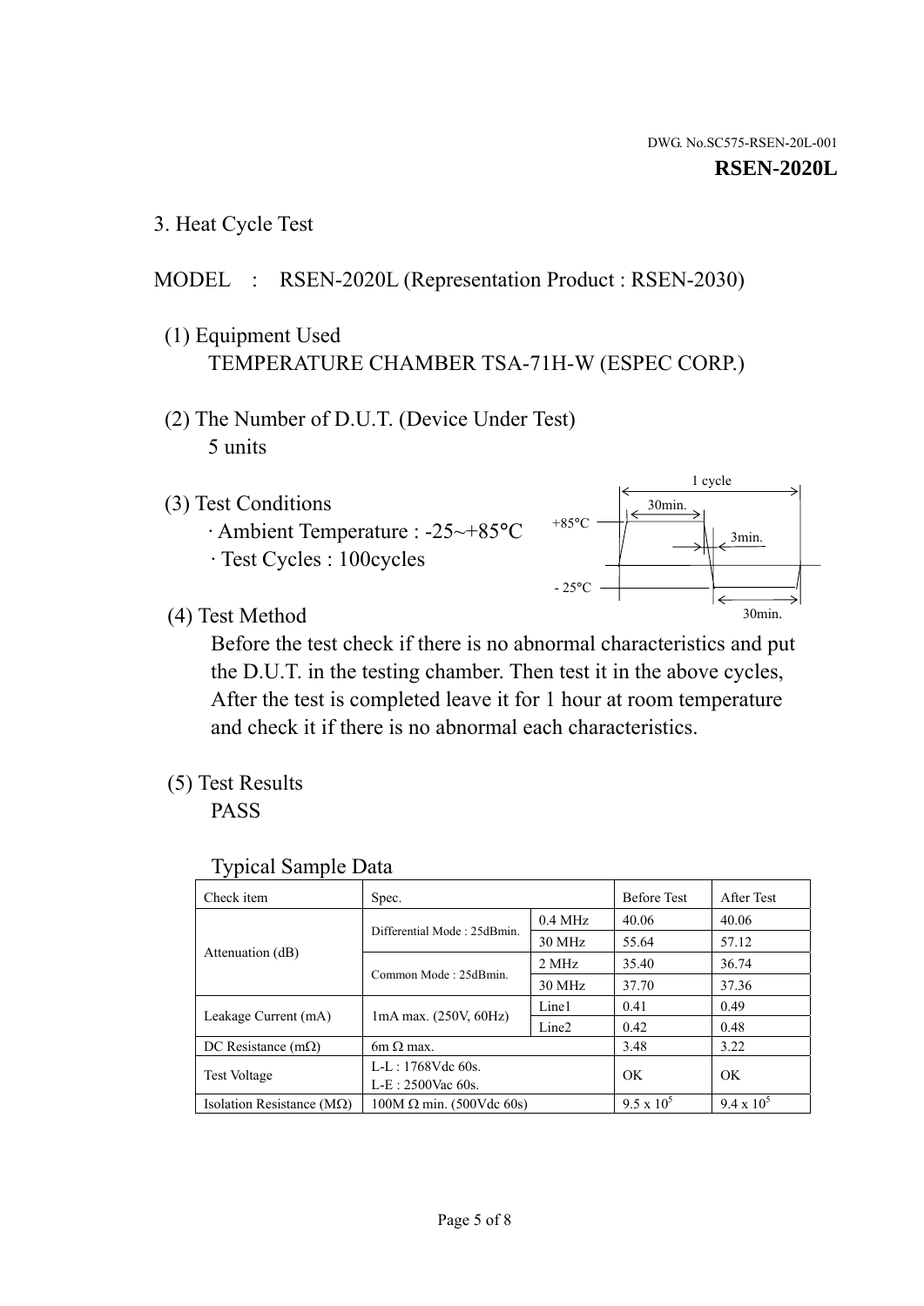DWG. No.SC575-RSEN-20L-001

**RSEN-2020L**

## 3. Heat Cycle Test

MODEL : RSEN-2020L (Representation Product : RSEN-2030)

(1) Equipment Used

TEMPERATURE CHAMBER TSA-71H-W (ESPEC CORP.)

(2) The Number of D.U.T. (Device Under Test)

5 units

(3) Test Conditions

· Ambient Temperature : -25~+85°C

· Test Cycles : 100cycles

1 cycle

30min.

+85°C

3min.

- 25°C

30min.

(4) Test Method

Before the test check if there is no abnormal characteristics and put the D.U.T. in the testing chamber. Then test it in the above cycles, After the test is completed leave it for 1 hour at room temperature and check it if there is no abnormal each characteristics.

(5) Test Results

PASS

Typical Sample Data

| Check item | Spec. | | Before Test | After Test |
|---|---|---|---|---|
| Attenuation (dB) | Differential Mode : 25dBmin. | 0.4 MHz | 40.06 | 40.06 |
| | | 30 MHz | 55.64 | 57.12 |
| | Common Mode : 25dBmin. | 2 MHz | 35.40 | 36.74 |
| | | 30 MHz | 37.70 | 37.36 |
| Leakage Current (mA) | 1mA max. (250V, 60Hz) | Line1 | 0.41 | 0.49 |
| | | Line2 | 0.42 | 0.48 |
| DC Resistance (mΩ) | 6m Ω max. | | 3.48 | 3.22 |
| Test Voltage | L-L : 1768Vdc 60s.<br>L-E : 2500Vac 60s. | | OK | OK |
| Isolation Resistance (MΩ) | 100M Ω min. (500Vdc 60s) | | $9.5 \times 10^5$ | $9.4 \times 10^5$ |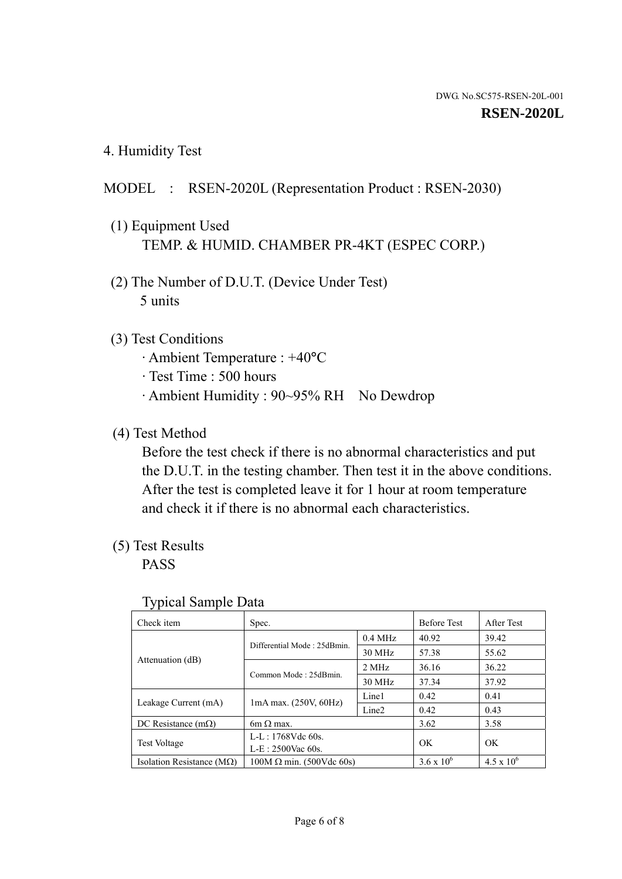DWG. No.SC575-RSEN-20L-001

**RSEN-2020L**

## 4. Humidity Test

MODEL : RSEN-2020L (Representation Product : RSEN-2030)

(1) Equipment Used
TEMP. & HUMID. CHAMBER PR-4KT (ESPEC CORP.)

(2) The Number of D.U.T. (Device Under Test)
5 units

(3) Test Conditions
· Ambient Temperature : +40°C
· Test Time : 500 hours
· Ambient Humidity : 90~95% RH No Dewdrop

(4) Test Method
Before the test check if there is no abnormal characteristics and put the D.U.T. in the testing chamber. Then test it in the above conditions. After the test is completed leave it for 1 hour at room temperature and check it if there is no abnormal each characteristics.

(5) Test Results
PASS

Typical Sample Data

| Check item | Spec. | | Before Test | After Test |
|---|---|---|---|---|
| Attenuation (dB) | Differential Mode : 25dBmin. | 0.4 MHz | 40.92 | 39.42 |
| | | 30 MHz | 57.38 | 55.62 |
| | Common Mode : 25dBmin. | 2 MHz | 36.16 | 36.22 |
| | | 30 MHz | 37.34 | 37.92 |
| Leakage Current (mA) | 1mA max. (250V, 60Hz) | Line1 | 0.42 | 0.41 |
| | | Line2 | 0.42 | 0.43 |
| DC Resistance (mΩ) | 6m Ω max. | | 3.62 | 3.58 |
| Test Voltage | L-L : 1768Vdc 60s. L-E : 2500Vac 60s. | | OK | OK |
| Isolation Resistance (MΩ) | 100M Ω min. (500Vdc 60s) | | $3.6 \times 10^6$ | $4.5 \times 10^6$ |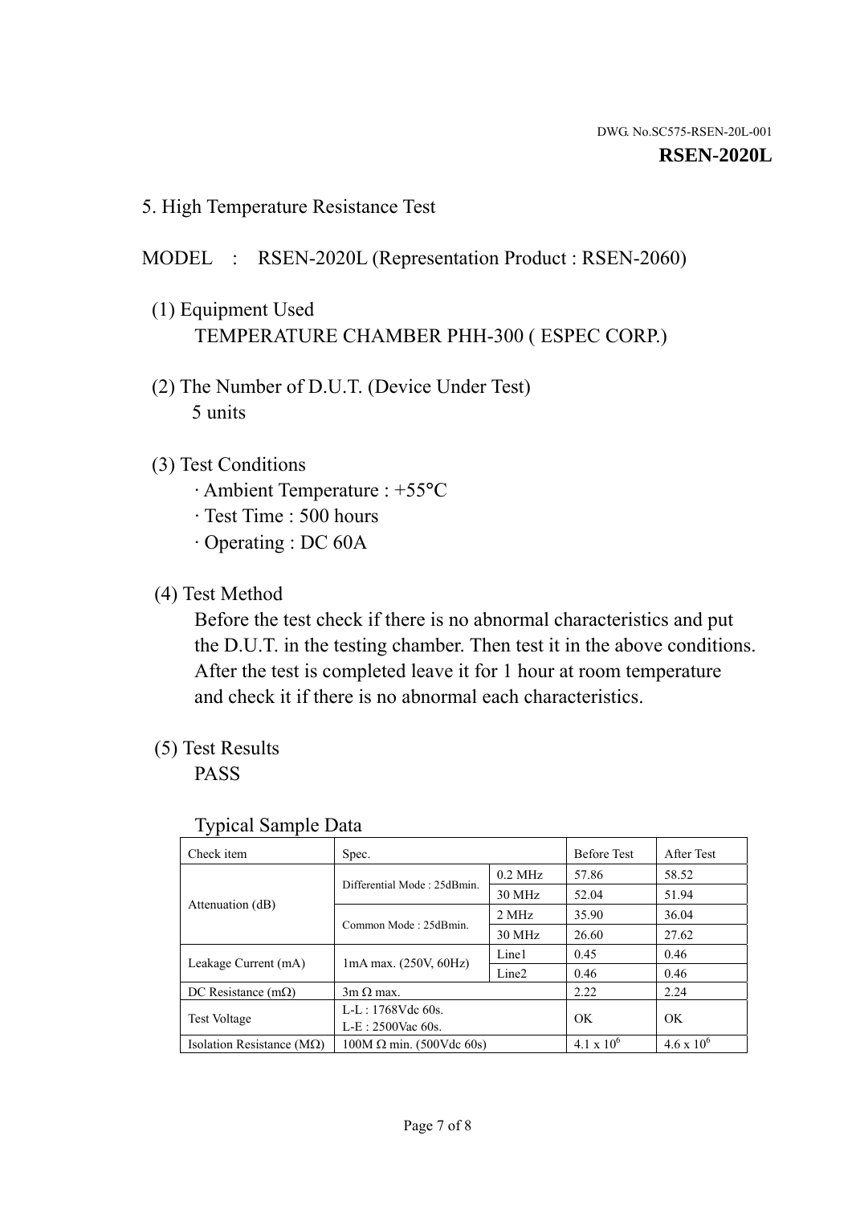DWG. No.SC575-RSEN-20L-001

**RSEN-2020L**

## 5. High Temperature Resistance Test

MODEL : RSEN-2020L (Representation Product : RSEN-2060)

(1) Equipment Used
TEMPERATURE CHAMBER PHH-300 ( ESPEC CORP.)

(2) The Number of D.U.T. (Device Under Test)
5 units

(3) Test Conditions
· Ambient Temperature : +55°C
· Test Time : 500 hours
· Operating : DC 60A

(4) Test Method
Before the test check if there is no abnormal characteristics and put the D.U.T. in the testing chamber. Then test it in the above conditions. After the test is completed leave it for 1 hour at room temperature and check it if there is no abnormal each characteristics.

(5) Test Results
PASS

Typical Sample Data

| Check item | Spec. | | Before Test | After Test |
|---|---|---|---|---|
| Attenuation (dB) | Differential Mode : 25dBmin. | 0.2 MHz | 57.86 | 58.52 |
| | | 30 MHz | 52.04 | 51.94 |
| | Common Mode : 25dBmin. | 2 MHz | 35.90 | 36.04 |
| | | 30 MHz | 26.60 | 27.62 |
| Leakage Current (mA) | 1mA max. (250V, 60Hz) | Line1 | 0.45 | 0.46 |
| | | Line2 | 0.46 | 0.46 |
| DC Resistance (mΩ) | 3m Ω max. | | 2.22 | 2.24 |
| Test Voltage | L-L : 1768Vdc 60s.<br>L-E : 2500Vac 60s. | | OK | OK |
| Isolation Resistance (MΩ) | 100M Ω min. (500Vdc 60s) | | $4.1 \times 10^6$ | $4.6 \times 10^6$ |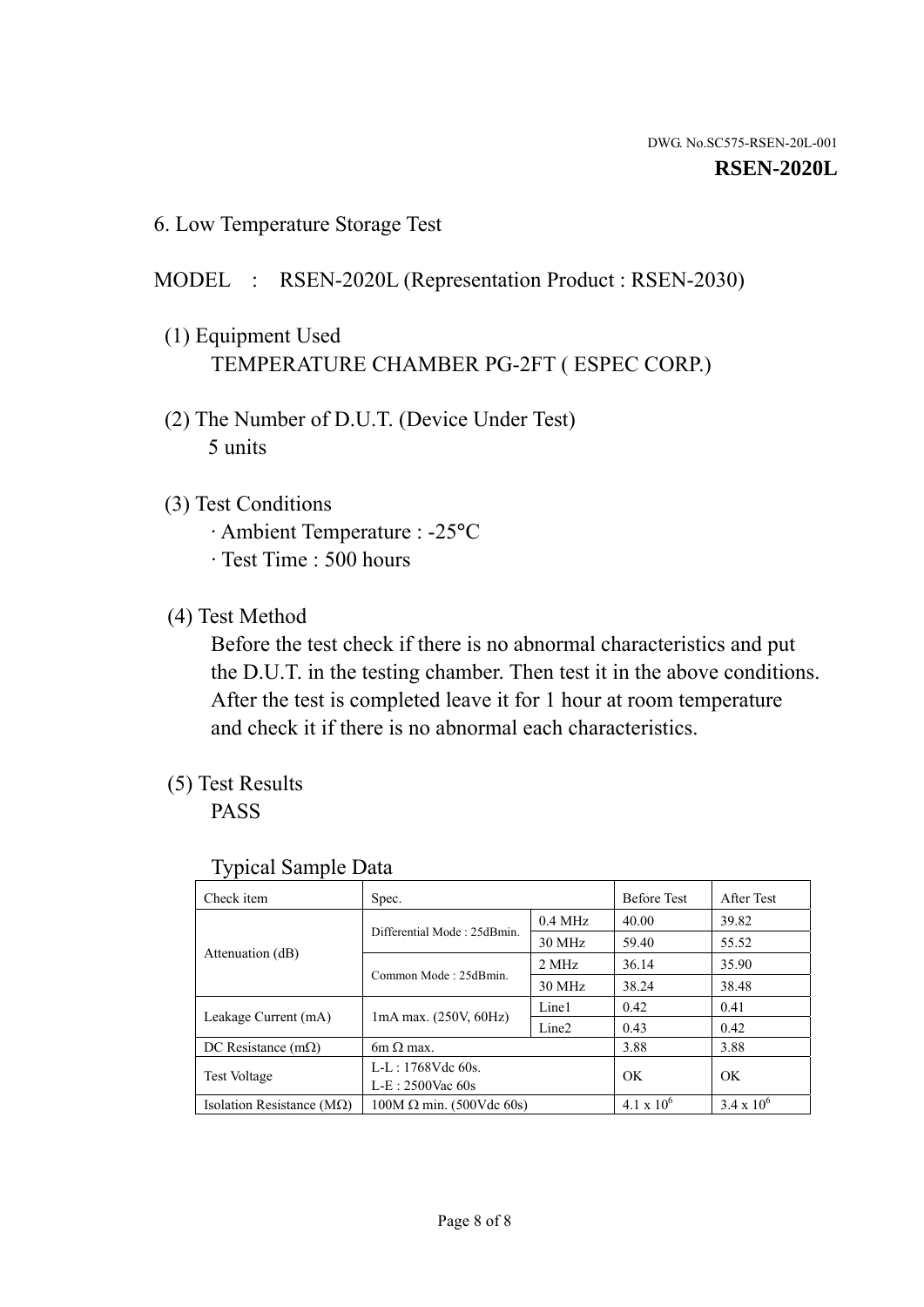DWG. No.SC575-RSEN-20L-001

**RSEN-2020L**

## 6. Low Temperature Storage Test

MODEL : RSEN-2020L (Representation Product : RSEN-2030)

(1) Equipment Used
TEMPERATURE CHAMBER PG-2FT ( ESPEC CORP.)

(2) The Number of D.U.T. (Device Under Test)
5 units

(3) Test Conditions
· Ambient Temperature : -25°C
· Test Time : 500 hours

(4) Test Method
Before the test check if there is no abnormal characteristics and put the D.U.T. in the testing chamber. Then test it in the above conditions. After the test is completed leave it for 1 hour at room temperature and check it if there is no abnormal each characteristics.

(5) Test Results
PASS

Typical Sample Data

| Check item | Spec. | | Before Test | After Test |
|---|---|---|---|---|
| Attenuation (dB) | Differential Mode : 25dBmin. | 0.4 MHz | 40.00 | 39.82 |
| | | 30 MHz | 59.40 | 55.52 |
| | Common Mode : 25dBmin. | 2 MHz | 36.14 | 35.90 |
| | | 30 MHz | 38.24 | 38.48 |
| Leakage Current (mA) | 1mA max. (250V, 60Hz) | Line1 | 0.42 | 0.41 |
| | | Line2 | 0.43 | 0.42 |
| DC Resistance (mΩ) | 6m Ω max. | | 3.88 | 3.88 |
| Test Voltage | L-L : 1768Vdc 60s. L-E : 2500Vac 60s | | OK | OK |
| Isolation Resistance (MΩ) | 100M Ω min. (500Vdc 60s) | | $4.1 \times 10^6$ | $3.4 \times 10^6$ |